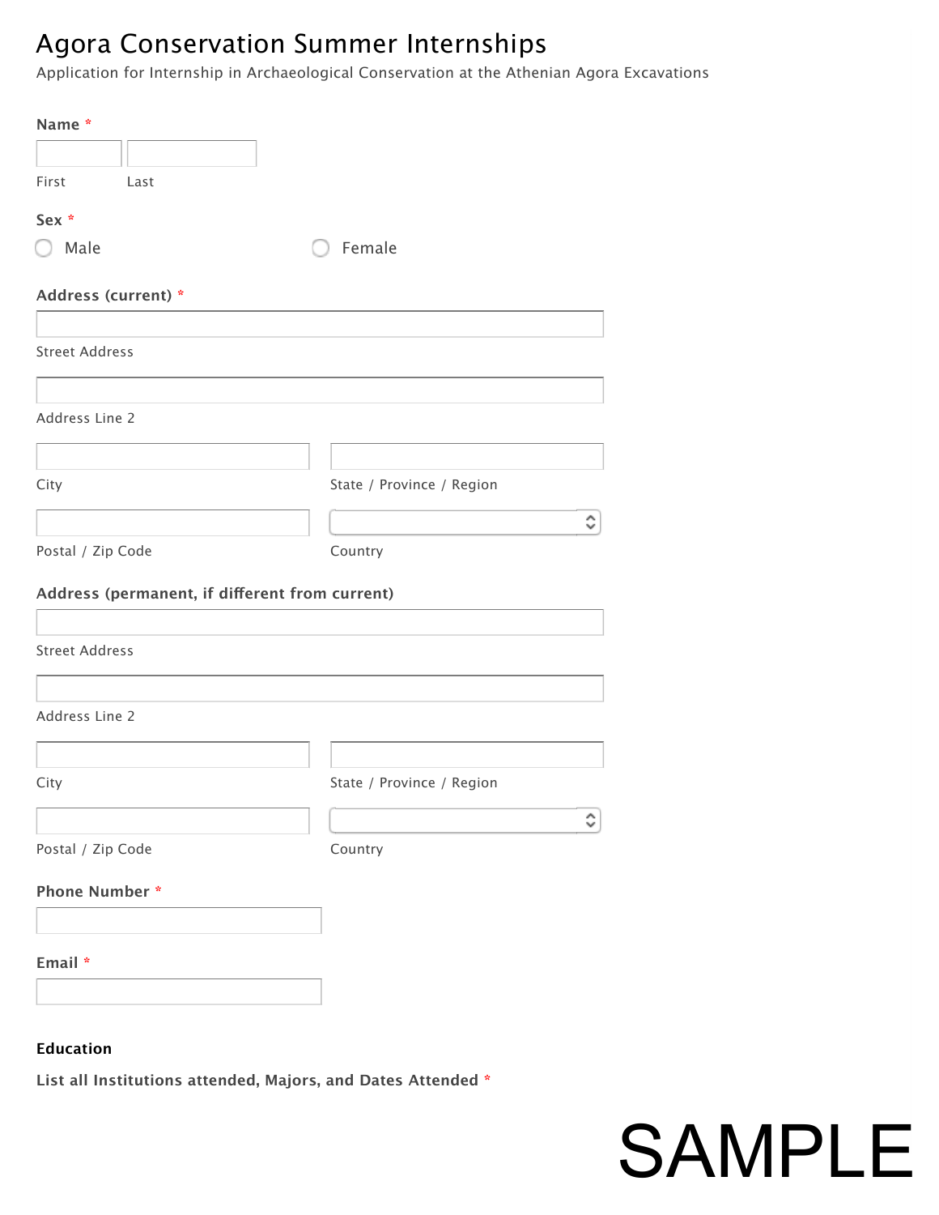# Agora Conservation Summer Internships

Application for Internship in Archaeological Conservation at the Athenian Agora Excavations

**Name** *

First

Last

**Sex** *

- ○ Male
- ○ Female

**Address (current)** *

Street Address

Address Line 2

City

State / Province / Region

Postal / Zip Code

Country

**Address (permanent, if different from current)**

Street Address

Address Line 2

City

State / Province / Region

Postal / Zip Code

Country

**Phone Number** *

**Email** *

### Education

**List all Institutions attended, Majors, and Dates Attended** *

SAMPLE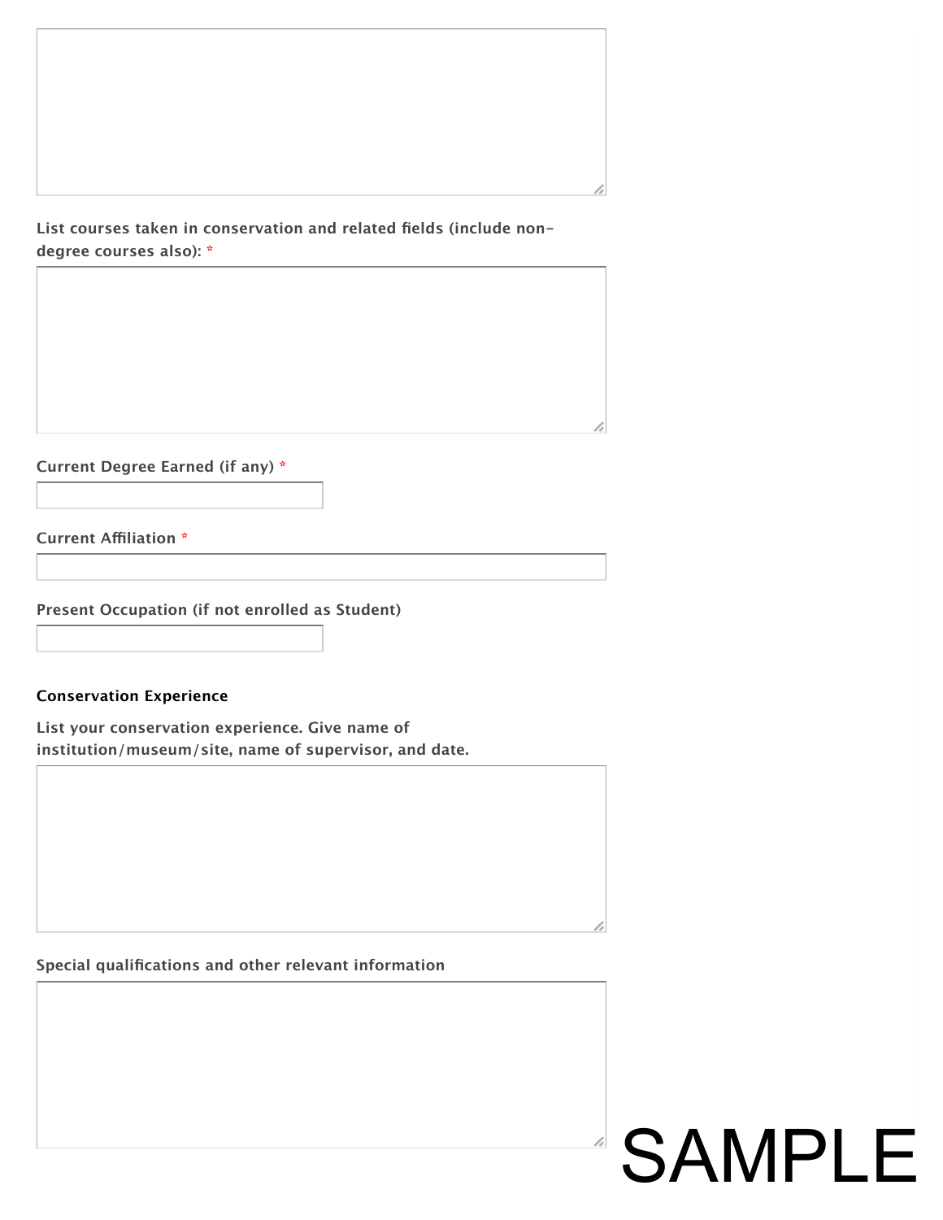List courses taken in conservation and related fields (include non-degree courses also): *

Current Degree Earned (if any) *

Current Affiliation *

Present Occupation (if not enrolled as Student)

**Conservation Experience**

List your conservation experience. Give name of institution/museum/site, name of supervisor, and date.

Special qualifications and other relevant information

SAMPLE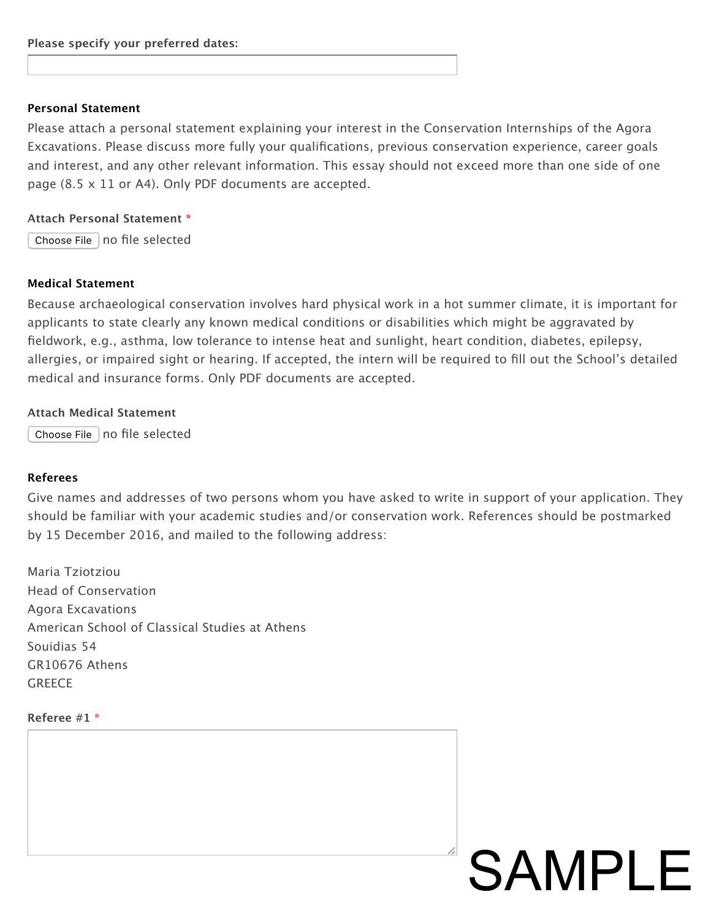**Please specify your preferred dates:**

### Personal Statement

Please attach a personal statement explaining your interest in the Conservation Internships of the Agora Excavations. Please discuss more fully your qualifications, previous conservation experience, career goals and interest, and any other relevant information. This essay should not exceed more than one side of one page (8.5 x 11 or A4). Only PDF documents are accepted.

**Attach Personal Statement** *

Choose File no file selected

### Medical Statement

Because archaeological conservation involves hard physical work in a hot summer climate, it is important for applicants to state clearly any known medical conditions or disabilities which might be aggravated by fieldwork, e.g., asthma, low tolerance to intense heat and sunlight, heart condition, diabetes, epilepsy, allergies, or impaired sight or hearing. If accepted, the intern will be required to fill out the School's detailed medical and insurance forms. Only PDF documents are accepted.

**Attach Medical Statement**

Choose File no file selected

### Referees

Give names and addresses of two persons whom you have asked to write in support of your application. They should be familiar with your academic studies and/or conservation work. References should be postmarked by 15 December 2016, and mailed to the following address:

Maria Tziotziou
Head of Conservation
Agora Excavations
American School of Classical Studies at Athens
Souidias 54
GR10676 Athens
GREECE

**Referee #1** *

SAMPLE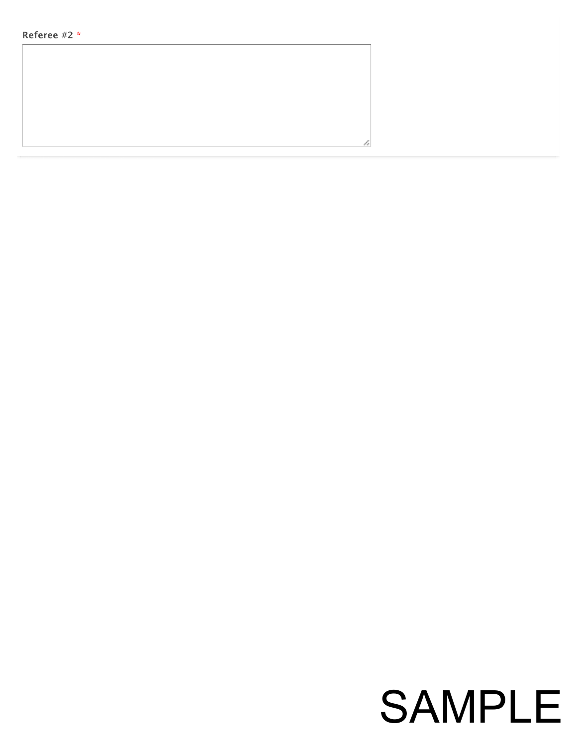**Referee #2** *

SAMPLE